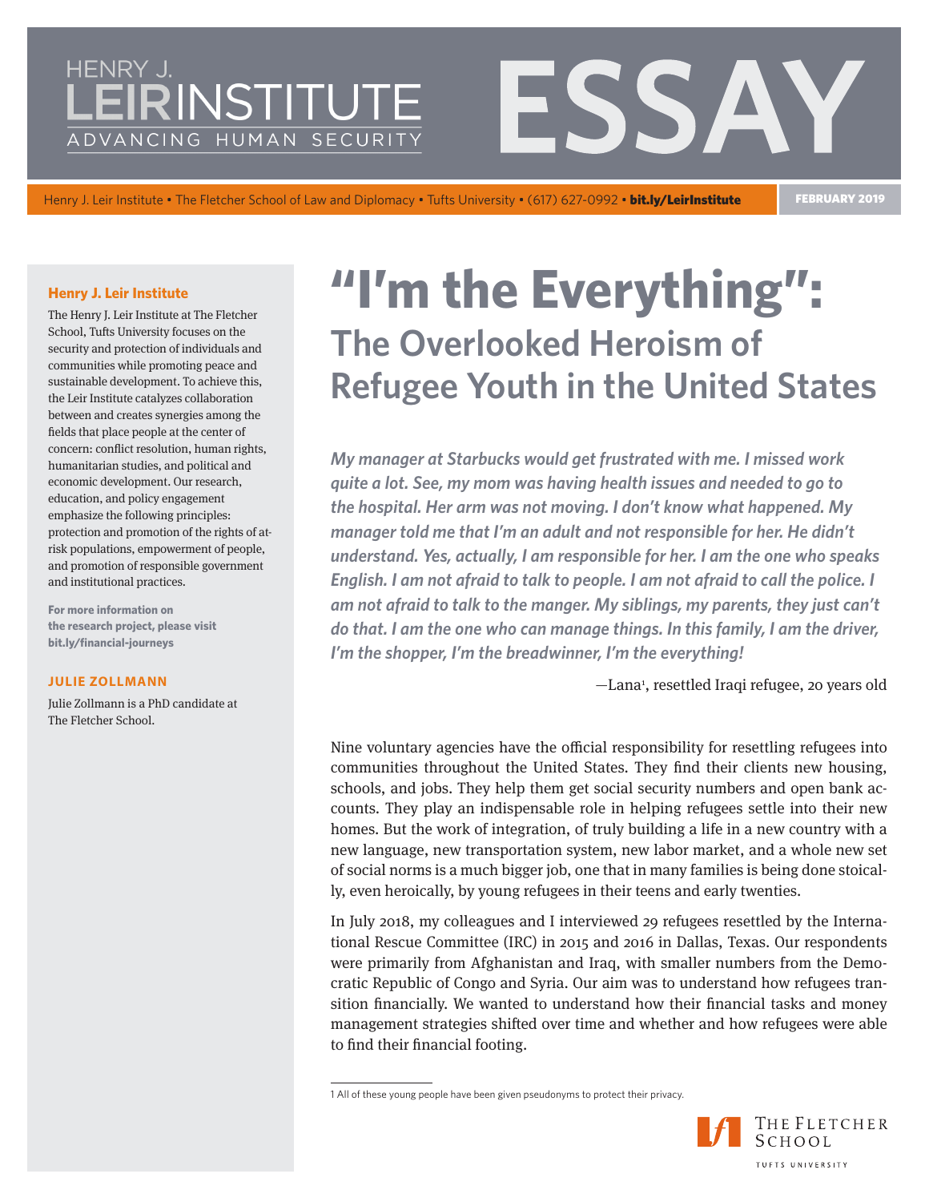HENRY J. LEIR INSTITUTE
ADVANCING HUMAN SECURITY

# ESSAY

Henry J. Leir Institute • The Fletcher School of Law and Diplomacy • Tufts University • (617) 627-0992 • **bit.ly/LeirInstitute**

FEBRUARY 2019

**Henry J. Leir Institute**

The Henry J. Leir Institute at The Fletcher School, Tufts University focuses on the security and protection of individuals and communities while promoting peace and sustainable development. To achieve this, the Leir Institute catalyzes collaboration between and creates synergies among the fields that place people at the center of concern: conflict resolution, human rights, humanitarian studies, and political and economic development. Our research, education, and policy engagement emphasize the following principles: protection and promotion of the rights of at-risk populations, empowerment of people, and promotion of responsible government and institutional practices.

**For more information on the research project, please visit bit.ly/financial-journeys**

**JULIE ZOLLMANN**

Julie Zollmann is a PhD candidate at The Fletcher School.

# "I'm the Everything": The Overlooked Heroism of Refugee Youth in the United States

***My manager at Starbucks would get frustrated with me. I missed work quite a lot. See, my mom was having health issues and needed to go to the hospital. Her arm was not moving. I don't know what happened. My manager told me that I'm an adult and not responsible for her. He didn't understand. Yes, actually, I am responsible for her. I am the one who speaks English. I am not afraid to talk to people. I am not afraid to call the police. I am not afraid to talk to the manger. My siblings, my parents, they just can't do that. I am the one who can manage things. In this family, I am the driver, I'm the shopper, I'm the breadwinner, I'm the everything!***

—Lana[1], resettled Iraqi refugee, 20 years old

Nine voluntary agencies have the official responsibility for resettling refugees into communities throughout the United States. They find their clients new housing, schools, and jobs. They help them get social security numbers and open bank accounts. They play an indispensable role in helping refugees settle into their new homes. But the work of integration, of truly building a life in a new country with a new language, new transportation system, new labor market, and a whole new set of social norms is a much bigger job, one that in many families is being done stoically, even heroically, by young refugees in their teens and early twenties.

In July 2018, my colleagues and I interviewed 29 refugees resettled by the International Rescue Committee (IRC) in 2015 and 2016 in Dallas, Texas. Our respondents were primarily from Afghanistan and Iraq, with smaller numbers from the Democratic Republic of Congo and Syria. Our aim was to understand how refugees transition financially. We wanted to understand how their financial tasks and money management strategies shifted over time and whether and how refugees were able to find their financial footing.

1 All of these young people have been given pseudonyms to protect their privacy.

THE FLETCHER SCHOOL
TUFTS UNIVERSITY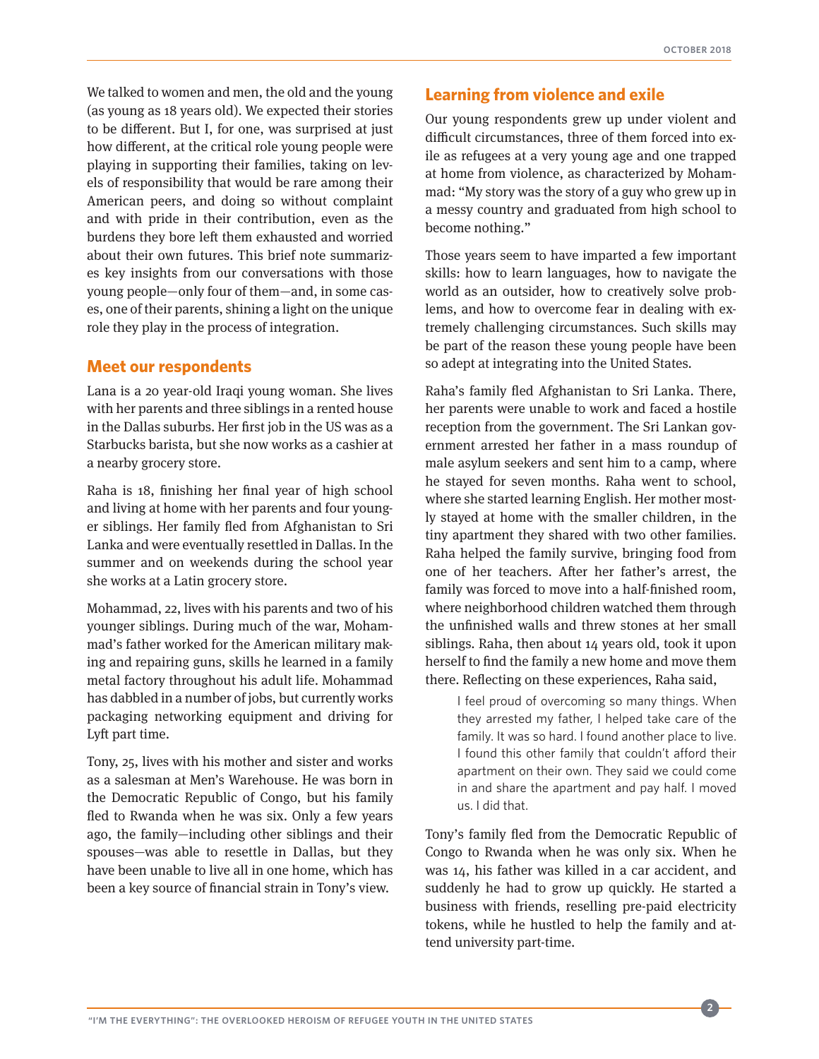We talked to women and men, the old and the young (as young as 18 years old). We expected their stories to be different. But I, for one, was surprised at just how different, at the critical role young people were playing in supporting their families, taking on levels of responsibility that would be rare among their American peers, and doing so without complaint and with pride in their contribution, even as the burdens they bore left them exhausted and worried about their own futures. This brief note summarizes key insights from our conversations with those young people—only four of them—and, in some cases, one of their parents, shining a light on the unique role they play in the process of integration.

## Meet our respondents

Lana is a 20 year-old Iraqi young woman. She lives with her parents and three siblings in a rented house in the Dallas suburbs. Her first job in the US was as a Starbucks barista, but she now works as a cashier at a nearby grocery store.

Raha is 18, finishing her final year of high school and living at home with her parents and four younger siblings. Her family fled from Afghanistan to Sri Lanka and were eventually resettled in Dallas. In the summer and on weekends during the school year she works at a Latin grocery store.

Mohammad, 22, lives with his parents and two of his younger siblings. During much of the war, Mohammad's father worked for the American military making and repairing guns, skills he learned in a family metal factory throughout his adult life. Mohammad has dabbled in a number of jobs, but currently works packaging networking equipment and driving for Lyft part time.

Tony, 25, lives with his mother and sister and works as a salesman at Men's Warehouse. He was born in the Democratic Republic of Congo, but his family fled to Rwanda when he was six. Only a few years ago, the family—including other siblings and their spouses—was able to resettle in Dallas, but they have been unable to live all in one home, which has been a key source of financial strain in Tony's view.

## Learning from violence and exile

Our young respondents grew up under violent and difficult circumstances, three of them forced into exile as refugees at a very young age and one trapped at home from violence, as characterized by Mohammad: "My story was the story of a guy who grew up in a messy country and graduated from high school to become nothing."

Those years seem to have imparted a few important skills: how to learn languages, how to navigate the world as an outsider, how to creatively solve problems, and how to overcome fear in dealing with extremely challenging circumstances. Such skills may be part of the reason these young people have been so adept at integrating into the United States.

Raha's family fled Afghanistan to Sri Lanka. There, her parents were unable to work and faced a hostile reception from the government. The Sri Lankan government arrested her father in a mass roundup of male asylum seekers and sent him to a camp, where he stayed for seven months. Raha went to school, where she started learning English. Her mother mostly stayed at home with the smaller children, in the tiny apartment they shared with two other families. Raha helped the family survive, bringing food from one of her teachers. After her father's arrest, the family was forced to move into a half-finished room, where neighborhood children watched them through the unfinished walls and threw stones at her small siblings. Raha, then about 14 years old, took it upon herself to find the family a new home and move them there. Reflecting on these experiences, Raha said,

> I feel proud of overcoming so many things. When they arrested my father, I helped take care of the family. It was so hard. I found another place to live. I found this other family that couldn't afford their apartment on their own. They said we could come in and share the apartment and pay half. I moved us. I did that.

Tony's family fled from the Democratic Republic of Congo to Rwanda when he was only six. When he was 14, his father was killed in a car accident, and suddenly he had to grow up quickly. He started a business with friends, reselling pre-paid electricity tokens, while he hustled to help the family and attend university part-time.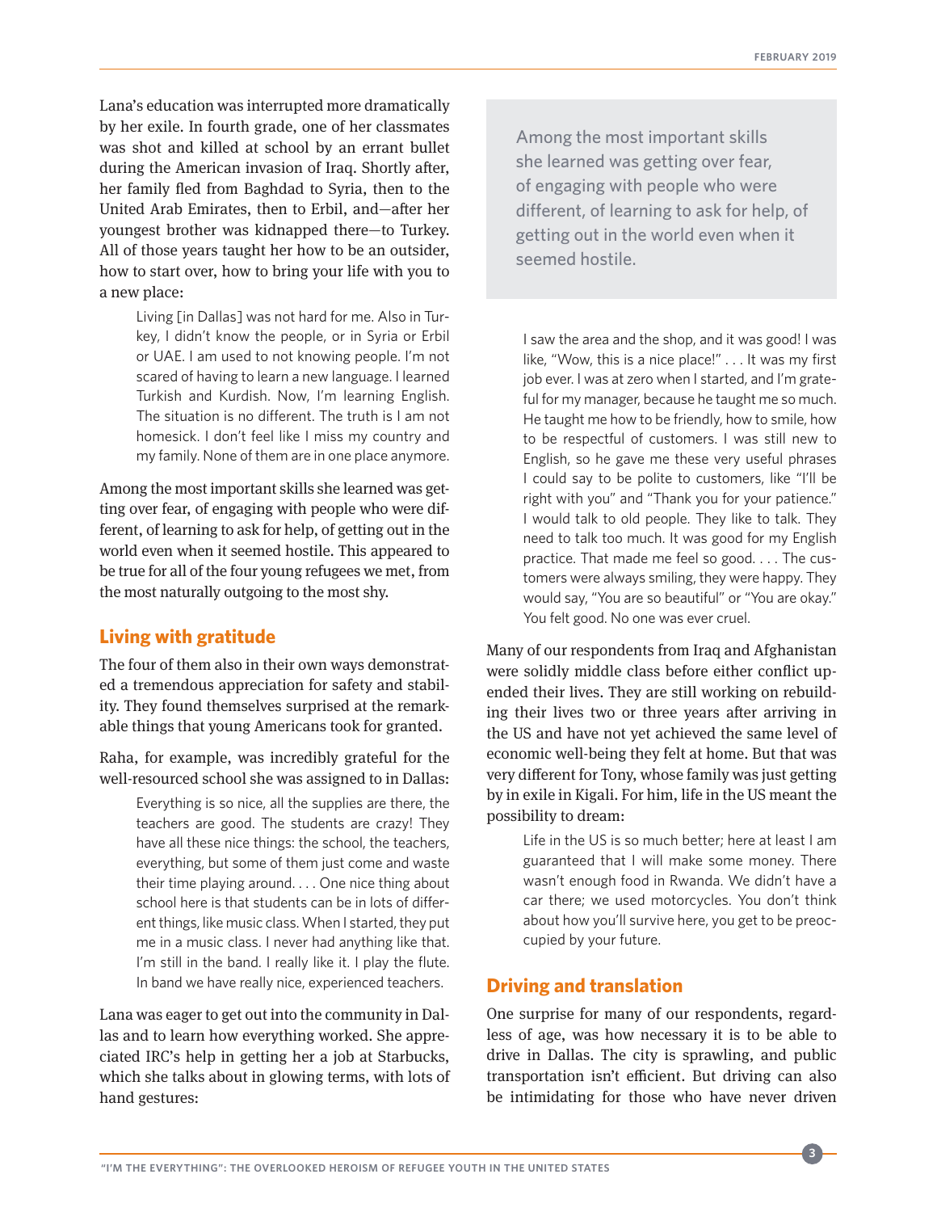Lana's education was interrupted more dramatically by her exile. In fourth grade, one of her classmates was shot and killed at school by an errant bullet during the American invasion of Iraq. Shortly after, her family fled from Baghdad to Syria, then to the United Arab Emirates, then to Erbil, and—after her youngest brother was kidnapped there—to Turkey. All of those years taught her how to be an outsider, how to start over, how to bring your life with you to a new place:

> Living [in Dallas] was not hard for me. Also in Turkey, I didn't know the people, or in Syria or Erbil or UAE. I am used to not knowing people. I'm not scared of having to learn a new language. I learned Turkish and Kurdish. Now, I'm learning English. The situation is no different. The truth is I am not homesick. I don't feel like I miss my country and my family. None of them are in one place anymore.

Among the most important skills she learned was getting over fear, of engaging with people who were different, of learning to ask for help, of getting out in the world even when it seemed hostile. This appeared to be true for all of the four young refugees we met, from the most naturally outgoing to the most shy.

## Living with gratitude

The four of them also in their own ways demonstrated a tremendous appreciation for safety and stability. They found themselves surprised at the remarkable things that young Americans took for granted.

Raha, for example, was incredibly grateful for the well-resourced school she was assigned to in Dallas:

> Everything is so nice, all the supplies are there, the teachers are good. The students are crazy! They have all these nice things: the school, the teachers, everything, but some of them just come and waste their time playing around. . . . One nice thing about school here is that students can be in lots of different things, like music class. When I started, they put me in a music class. I never had anything like that. I'm still in the band. I really like it. I play the flute. In band we have really nice, experienced teachers.

Lana was eager to get out into the community in Dallas and to learn how everything worked. She appreciated IRC's help in getting her a job at Starbucks, which she talks about in glowing terms, with lots of hand gestures:

> Among the most important skills she learned was getting over fear, of engaging with people who were different, of learning to ask for help, of getting out in the world even when it seemed hostile.

> I saw the area and the shop, and it was good! I was like, "Wow, this is a nice place!" . . . It was my first job ever. I was at zero when I started, and I'm grateful for my manager, because he taught me so much. He taught me how to be friendly, how to smile, how to be respectful of customers. I was still new to English, so he gave me these very useful phrases I could say to be polite to customers, like "I'll be right with you" and "Thank you for your patience." I would talk to old people. They like to talk. They need to talk too much. It was good for my English practice. That made me feel so good. . . . The customers were always smiling, they were happy. They would say, "You are so beautiful" or "You are okay." You felt good. No one was ever cruel.

Many of our respondents from Iraq and Afghanistan were solidly middle class before either conflict upended their lives. They are still working on rebuilding their lives two or three years after arriving in the US and have not yet achieved the same level of economic well-being they felt at home. But that was very different for Tony, whose family was just getting by in exile in Kigali. For him, life in the US meant the possibility to dream:

> Life in the US is so much better; here at least I am guaranteed that I will make some money. There wasn't enough food in Rwanda. We didn't have a car there; we used motorcycles. You don't think about how you'll survive here, you get to be preoccupied by your future.

## Driving and translation

One surprise for many of our respondents, regardless of age, was how necessary it is to be able to drive in Dallas. The city is sprawling, and public transportation isn't efficient. But driving can also be intimidating for those who have never driven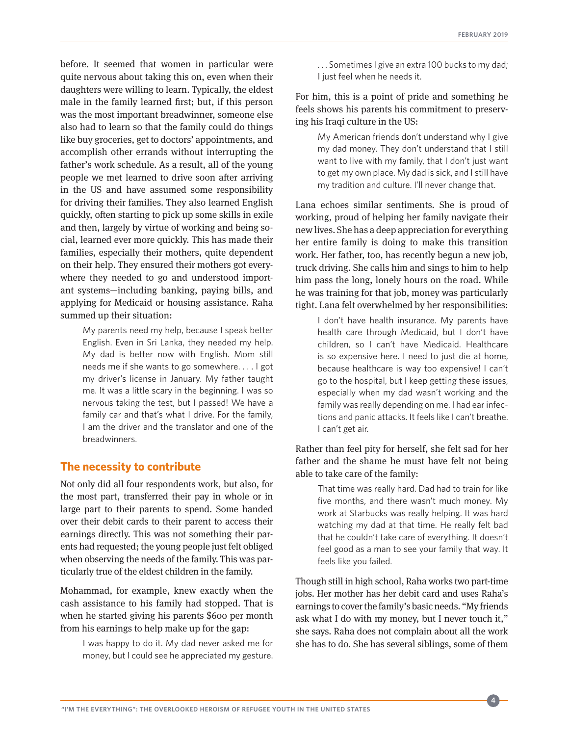before. It seemed that women in particular were quite nervous about taking this on, even when their daughters were willing to learn. Typically, the eldest male in the family learned first; but, if this person was the most important breadwinner, someone else also had to learn so that the family could do things like buy groceries, get to doctors' appointments, and accomplish other errands without interrupting the father's work schedule. As a result, all of the young people we met learned to drive soon after arriving in the US and have assumed some responsibility for driving their families. They also learned English quickly, often starting to pick up some skills in exile and then, largely by virtue of working and being social, learned ever more quickly. This has made their families, especially their mothers, quite dependent on their help. They ensured their mothers got everywhere they needed to go and understood important systems—including banking, paying bills, and applying for Medicaid or housing assistance. Raha summed up their situation:

> My parents need my help, because I speak better English. Even in Sri Lanka, they needed my help. My dad is better now with English. Mom still needs me if she wants to go somewhere. . . . I got my driver's license in January. My father taught me. It was a little scary in the beginning. I was so nervous taking the test, but I passed! We have a family car and that's what I drive. For the family, I am the driver and the translator and one of the breadwinners.

## The necessity to contribute

Not only did all four respondents work, but also, for the most part, transferred their pay in whole or in large part to their parents to spend. Some handed over their debit cards to their parent to access their earnings directly. This was not something their parents had requested; the young people just felt obliged when observing the needs of the family. This was particularly true of the eldest children in the family.

Mohammad, for example, knew exactly when the cash assistance to his family had stopped. That is when he started giving his parents $600 per month from his earnings to help make up for the gap:

> I was happy to do it. My dad never asked me for money, but I could see he appreciated my gesture. . . . Sometimes I give an extra 100 bucks to my dad; I just feel when he needs it.

For him, this is a point of pride and something he feels shows his parents his commitment to preserving his Iraqi culture in the US:

> My American friends don't understand why I give my dad money. They don't understand that I still want to live with my family, that I don't just want to get my own place. My dad is sick, and I still have my tradition and culture. I'll never change that.

Lana echoes similar sentiments. She is proud of working, proud of helping her family navigate their new lives. She has a deep appreciation for everything her entire family is doing to make this transition work. Her father, too, has recently begun a new job, truck driving. She calls him and sings to him to help him pass the long, lonely hours on the road. While he was training for that job, money was particularly tight. Lana felt overwhelmed by her responsibilities:

> I don't have health insurance. My parents have health care through Medicaid, but I don't have children, so I can't have Medicaid. Healthcare is so expensive here. I need to just die at home, because healthcare is way too expensive! I can't go to the hospital, but I keep getting these issues, especially when my dad wasn't working and the family was really depending on me. I had ear infections and panic attacks. It feels like I can't breathe. I can't get air.

Rather than feel pity for herself, she felt sad for her father and the shame he must have felt not being able to take care of the family:

> That time was really hard. Dad had to train for like five months, and there wasn't much money. My work at Starbucks was really helping. It was hard watching my dad at that time. He really felt bad that he couldn't take care of everything. It doesn't feel good as a man to see your family that way. It feels like you failed.

Though still in high school, Raha works two part-time jobs. Her mother has her debit card and uses Raha's earnings to cover the family's basic needs. "My friends ask what I do with my money, but I never touch it," she says. Raha does not complain about all the work she has to do. She has several siblings, some of them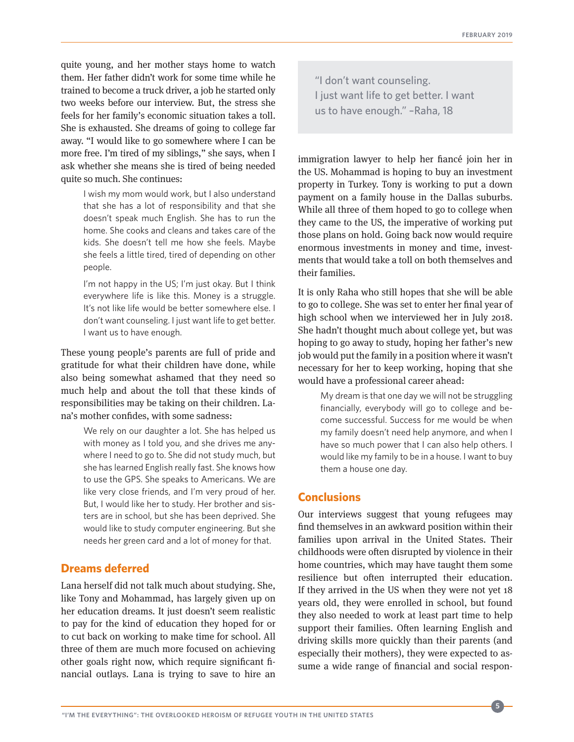quite young, and her mother stays home to watch them. Her father didn't work for some time while he trained to become a truck driver, a job he started only two weeks before our interview. But, the stress she feels for her family's economic situation takes a toll. She is exhausted. She dreams of going to college far away. "I would like to go somewhere where I can be more free. I'm tired of my siblings," she says, when I ask whether she means she is tired of being needed quite so much. She continues:

> I wish my mom would work, but I also understand that she has a lot of responsibility and that she doesn't speak much English. She has to run the home. She cooks and cleans and takes care of the kids. She doesn't tell me how she feels. Maybe she feels a little tired, tired of depending on other people.
>
> I'm not happy in the US; I'm just okay. But I think everywhere life is like this. Money is a struggle. It's not like life would be better somewhere else. I don't want counseling. I just want life to get better. I want us to have enough.

These young people's parents are full of pride and gratitude for what their children have done, while also being somewhat ashamed that they need so much help and about the toll that these kinds of responsibilities may be taking on their children. Lana's mother confides, with some sadness:

> We rely on our daughter a lot. She has helped us with money as I told you, and she drives me anywhere I need to go to. She did not study much, but she has learned English really fast. She knows how to use the GPS. She speaks to Americans. We are like very close friends, and I'm very proud of her. But, I would like her to study. Her brother and sisters are in school, but she has been deprived. She would like to study computer engineering. But she needs her green card and a lot of money for that.

## Dreams deferred

Lana herself did not talk much about studying. She, like Tony and Mohammad, has largely given up on her education dreams. It just doesn't seem realistic to pay for the kind of education they hoped for or to cut back on working to make time for school. All three of them are much more focused on achieving other goals right now, which require significant financial outlays. Lana is trying to save to hire an immigration lawyer to help her fiancé join her in the US. Mohammad is hoping to buy an investment property in Turkey. Tony is working to put a down payment on a family house in the Dallas suburbs. While all three of them hoped to go to college when they came to the US, the imperative of working put those plans on hold. Going back now would require enormous investments in money and time, investments that would take a toll on both themselves and their families.

> "I don't want counseling. I just want life to get better. I want us to have enough." –Raha, 18

It is only Raha who still hopes that she will be able to go to college. She was set to enter her final year of high school when we interviewed her in July 2018. She hadn't thought much about college yet, but was hoping to go away to study, hoping her father's new job would put the family in a position where it wasn't necessary for her to keep working, hoping that she would have a professional career ahead:

> My dream is that one day we will not be struggling financially, everybody will go to college and become successful. Success for me would be when my family doesn't need help anymore, and when I have so much power that I can also help others. I would like my family to be in a house. I want to buy them a house one day.

## Conclusions

Our interviews suggest that young refugees may find themselves in an awkward position within their families upon arrival in the United States. Their childhoods were often disrupted by violence in their home countries, which may have taught them some resilience but often interrupted their education. If they arrived in the US when they were not yet 18 years old, they were enrolled in school, but found they also needed to work at least part time to help support their families. Often learning English and driving skills more quickly than their parents (and especially their mothers), they were expected to assume a wide range of financial and social respon-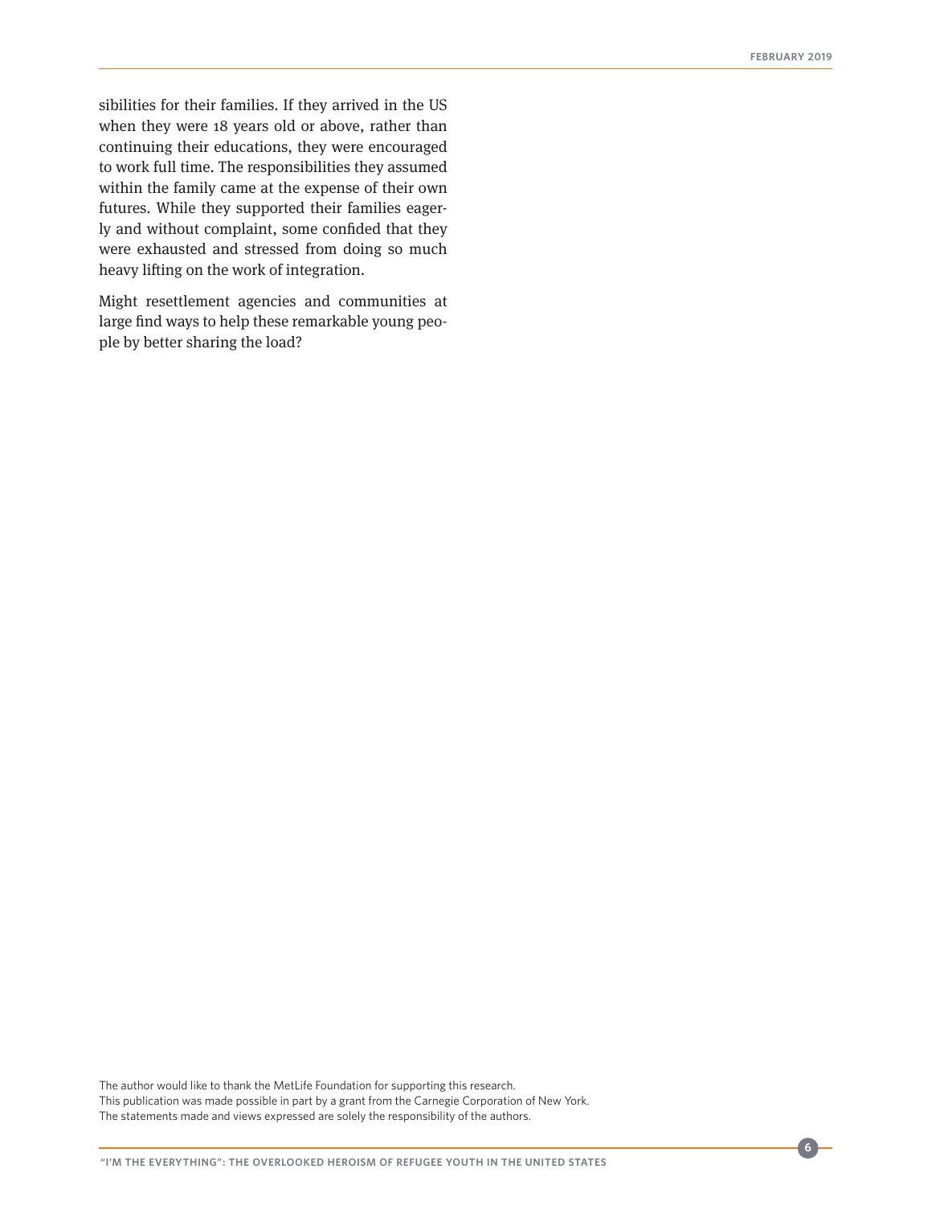sibilities for their families. If they arrived in the US when they were 18 years old or above, rather than continuing their educations, they were encouraged to work full time. The responsibilities they assumed within the family came at the expense of their own futures. While they supported their families eagerly and without complaint, some confided that they were exhausted and stressed from doing so much heavy lifting on the work of integration.

Might resettlement agencies and communities at large find ways to help these remarkable young people by better sharing the load?

The author would like to thank the MetLife Foundation for supporting this research.
This publication was made possible in part by a grant from the Carnegie Corporation of New York.
The statements made and views expressed are solely the responsibility of the authors.